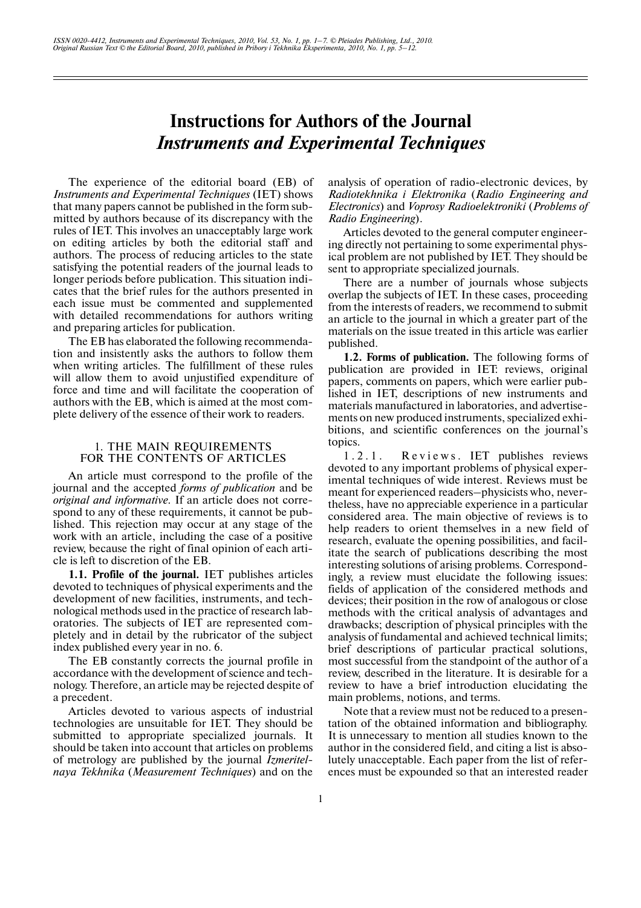# Instructions for Authors of the Journal *Instruments and Experimental Techniques*

The experience of the editorial board (EB) of *Instruments and Experimental Techniques* (IET) shows that many papers cannot be published in the form submitted by authors because of its discrepancy with the rules of IET. This involves an unacceptably large work on editing articles by both the editorial staff and authors. The process of reducing articles to the state satisfying the potential readers of the journal leads to longer periods before publication. This situation indicates that the brief rules for the authors presented in each issue must be commented and supplemented with detailed recommendations for authors writing and preparing articles for publication.

The EB has elaborated the following recommendation and insistently asks the authors to follow them when writing articles. The fulfillment of these rules will allow them to avoid unjustified expenditure of force and time and will facilitate the cooperation of authors with the EB, which is aimed at the most complete delivery of the essence of their work to readers.

## 1. THE MAIN REQUIREMENTS FOR THE CONTENTS OF ARTICLES

An article must correspond to the profile of the journal and the accepted *forms of publication* and be *original and informative*. If an article does not correspond to any of these requirements, it cannot be published. This rejection may occur at any stage of the work with an article, including the case of a positive review, because the right of final opinion of each article is left to discretion of the EB.

**1.1. Profile of the journal.** IET publishes articles devoted to techniques of physical experiments and the development of new facilities, instruments, and technological methods used in the practice of research laboratories. The subjects of IET are represented completely and in detail by the rubricator of the subject index published every year in no. 6.

The EB constantly corrects the journal profile in accordance with the development of science and technology. Therefore, an article may be rejected despite of a precedent.

Articles devoted to various aspects of industrial technologies are unsuitable for IET. They should be submitted to appropriate specialized journals. It should be taken into account that articles on problems of metrology are published by the journal *Izmeritel'naya Tekhnika* (*Measurement Techniques*) and on the analysis of operation of radio-electronic devices, by *Radiotekhnika i Elektronika* (*Radio Engineering and Electronics*) and *Voprosy Radioelektroniki* (*Problems of Radio Engineering*).

Articles devoted to the general computer engineering directly not pertaining to some experimental physical problem are not published by IET. They should be sent to appropriate specialized journals.

There are a number of journals whose subjects overlap the subjects of IET. In these cases, proceeding from the interests of readers, we recommend to submit an article to the journal in which a greater part of the materials on the issue treated in this article was earlier published.

**1.2. Forms of publication.** The following forms of publication are provided in IET: reviews, original papers, comments on papers, which were earlier published in IET, descriptions of new instruments and materials manufactured in laboratories, and advertisements on new produced instruments, specialized exhibitions, and scientific conferences on the journal's topics.

1.2.1. Reviews. IET publishes reviews devoted to any important problems of physical experimental techniques of wide interest. Reviews must be meant for experienced readers–physicists who, nevertheless, have no appreciable experience in a particular considered area. The main objective of reviews is to help readers to orient themselves in a new field of research, evaluate the opening possibilities, and facilitate the search of publications describing the most interesting solutions of arising problems. Correspondingly, a review must elucidate the following issues: fields of application of the considered methods and devices; their position in the row of analogous or close methods with the critical analysis of advantages and drawbacks; description of physical principles with the analysis of fundamental and achieved technical limits; brief descriptions of particular practical solutions, most successful from the standpoint of the author of a review, described in the literature. It is desirable for a review to have a brief introduction elucidating the main problems, notions, and terms.

Note that a review must not be reduced to a presentation of the obtained information and bibliography. It is unnecessary to mention all studies known to the author in the considered field, and citing a list is absolutely unacceptable. Each paper from the list of references must be expounded so that an interested reader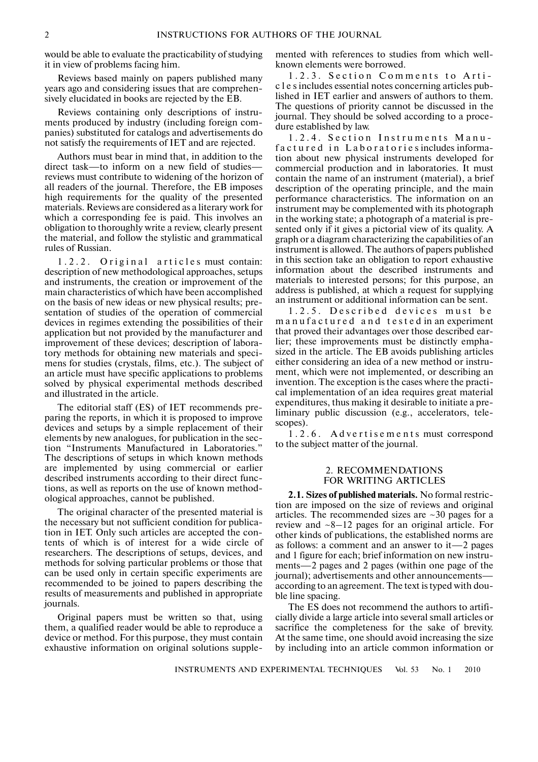would be able to evaluate the practicability of studying it in view of problems facing him.

Reviews based mainly on papers published many years ago and considering issues that are comprehensively elucidated in books are rejected by the EB.

Reviews containing only descriptions of instruments produced by industry (including foreign companies) substituted for catalogs and advertisements do not satisfy the requirements of IET and are rejected.

Authors must bear in mind that, in addition to the direct task—to inform on a new field of studies—reviews must contribute to widening of the horizon of all readers of the journal. Therefore, the EB imposes high requirements for the quality of the presented materials. Reviews are considered as a literary work for which a corresponding fee is paid. This involves an obligation to thoroughly write a review, clearly present the material, and follow the stylistic and grammatical rules of Russian.

1.2.2. Original articles must contain: description of new methodological approaches, setups and instruments, the creation or improvement of the main characteristics of which have been accomplished on the basis of new ideas or new physical results; presentation of studies of the operation of commercial devices in regimes extending the possibilities of their application but not provided by the manufacturer and improvement of these devices; description of laboratory methods for obtaining new materials and specimens for studies (crystals, films, etc.). The subject of an article must have specific applications to problems solved by physical experimental methods described and illustrated in the article.

The editorial staff (ES) of IET recommends preparing the reports, in which it is proposed to improve devices and setups by a simple replacement of their elements by new analogues, for publication in the section "Instruments Manufactured in Laboratories." The descriptions of setups in which known methods are implemented by using commercial or earlier described instruments according to their direct functions, as well as reports on the use of known methodological approaches, cannot be published.

The original character of the presented material is the necessary but not sufficient condition for publication in IET. Only such articles are accepted the contents of which is of interest for a wide circle of researchers. The descriptions of setups, devices, and methods for solving particular problems or those that can be used only in certain specific experiments are recommended to be joined to papers describing the results of measurements and published in appropriate journals.

Original papers must be written so that, using them, a qualified reader would be able to reproduce a device or method. For this purpose, they must contain exhaustive information on original solutions supplemented with references to studies from which well-known elements were borrowed.

1.2.3. Section Comments to Articles includes essential notes concerning articles published in IET earlier and answers of authors to them. The questions of priority cannot be discussed in the journal. They should be solved according to a procedure established by law.

1.2.4. Section Instruments Manufactured in Laboratories includes information about new physical instruments developed for commercial production and in laboratories. It must contain the name of an instrument (material), a brief description of the operating principle, and the main performance characteristics. The information on an instrument may be complemented with its photograph in the working state; a photograph of a material is presented only if it gives a pictorial view of its quality. A graph or a diagram characterizing the capabilities of an instrument is allowed. The authors of papers published in this section take an obligation to report exhaustive information about the described instruments and materials to interested persons; for this purpose, an address is published, at which a request for supplying an instrument or additional information can be sent.

1.2.5. Described devices must be manufactured and tested in an experiment that proved their advantages over those described earlier; these improvements must be distinctly emphasized in the article. The EB avoids publishing articles either considering an idea of a new method or instrument, which were not implemented, or describing an invention. The exception is the cases where the practical implementation of an idea requires great material expenditures, thus making it desirable to initiate a preliminary public discussion (e.g., accelerators, telescopes).

1.2.6. Advertisements must correspond to the subject matter of the journal.

## 2. RECOMMENDATIONS FOR WRITING ARTICLES

**2.1. Sizes of published materials.** No formal restriction are imposed on the size of reviews and original articles. The recommended sizes are ~30 pages for a review and ~8–12 pages for an original article. For other kinds of publications, the established norms are as follows: a comment and an answer to it—2 pages and 1 figure for each; brief information on new instruments—2 pages and 2 pages (within one page of the journal); advertisements and other announcements—according to an agreement. The text is typed with double line spacing.

The ES does not recommend the authors to artificially divide a large article into several small articles or sacrifice the completeness for the sake of brevity. At the same time, one should avoid increasing the size by including into an article common information or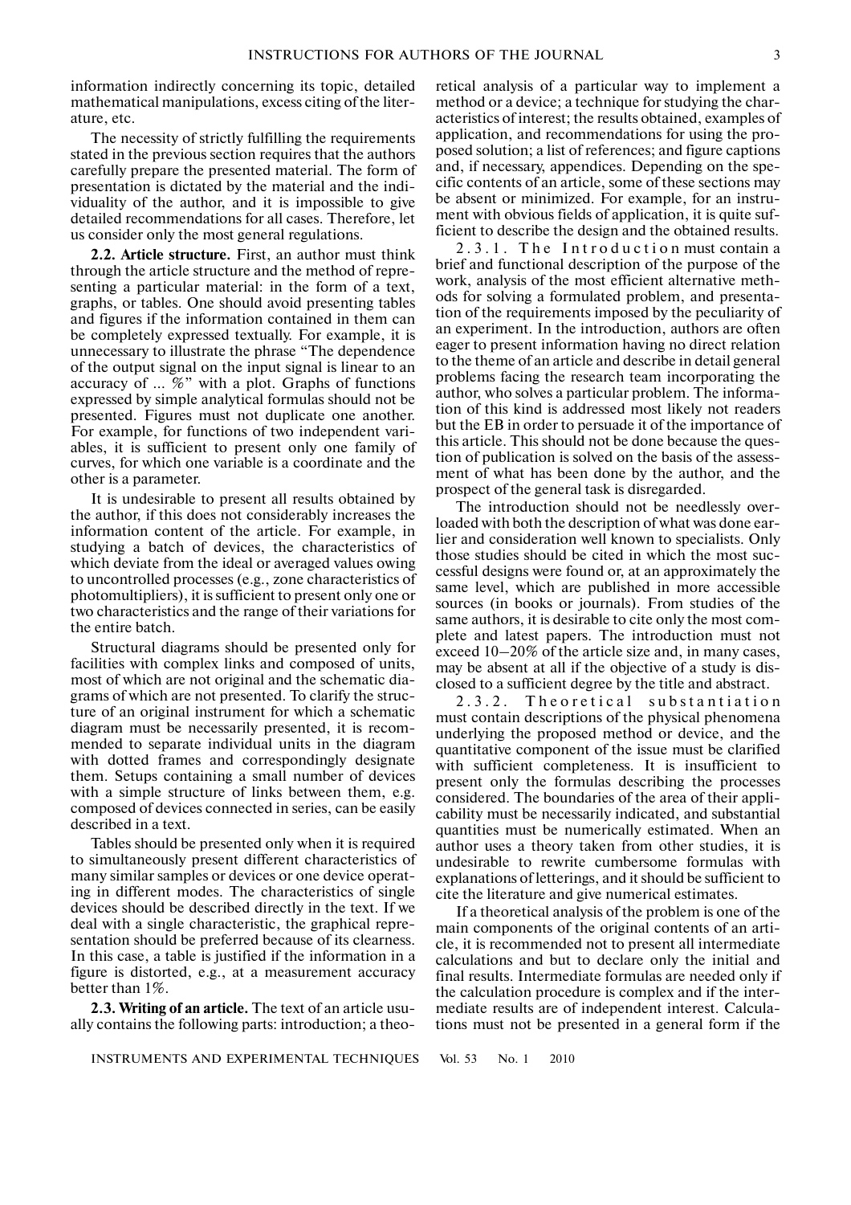information indirectly concerning its topic, detailed mathematical manipulations, excess citing of the literature, etc.

The necessity of strictly fulfilling the requirements stated in the previous section requires that the authors carefully prepare the presented material. The form of presentation is dictated by the material and the individuality of the author, and it is impossible to give detailed recommendations for all cases. Therefore, let us consider only the most general regulations.

**2.2. Article structure.** First, an author must think through the article structure and the method of representing a particular material: in the form of a text, graphs, or tables. One should avoid presenting tables and figures if the information contained in them can be completely expressed textually. For example, it is unnecessary to illustrate the phrase "The dependence of the output signal on the input signal is linear to an accuracy of ... %" with a plot. Graphs of functions expressed by simple analytical formulas should not be presented. Figures must not duplicate one another. For example, for functions of two independent variables, it is sufficient to present only one family of curves, for which one variable is a coordinate and the other is a parameter.

It is undesirable to present all results obtained by the author, if this does not considerably increases the information content of the article. For example, in studying a batch of devices, the characteristics of which deviate from the ideal or averaged values owing to uncontrolled processes (e.g., zone characteristics of photomultipliers), it is sufficient to present only one or two characteristics and the range of their variations for the entire batch.

Structural diagrams should be presented only for facilities with complex links and composed of units, most of which are not original and the schematic diagrams of which are not presented. To clarify the structure of an original instrument for which a schematic diagram must be necessarily presented, it is recommended to separate individual units in the diagram with dotted frames and correspondingly designate them. Setups containing a small number of devices with a simple structure of links between them, e.g. composed of devices connected in series, can be easily described in a text.

Tables should be presented only when it is required to simultaneously present different characteristics of many similar samples or devices or one device operating in different modes. The characteristics of single devices should be described directly in the text. If we deal with a single characteristic, the graphical representation should be preferred because of its clearness. In this case, a table is justified if the information in a figure is distorted, e.g., at a measurement accuracy better than 1%.

**2.3. Writing of an article.** The text of an article usually contains the following parts: introduction; a theoretical analysis of a particular way to implement a method or a device; a technique for studying the characteristics of interest; the results obtained, examples of application, and recommendations for using the proposed solution; a list of references; and figure captions and, if necessary, appendices. Depending on the specific contents of an article, some of these sections may be absent or minimized. For example, for an instrument with obvious fields of application, it is quite sufficient to describe the design and the obtained results.

2.3.1. The Introduction must contain a brief and functional description of the purpose of the work, analysis of the most efficient alternative methods for solving a formulated problem, and presentation of the requirements imposed by the peculiarity of an experiment. In the introduction, authors are often eager to present information having no direct relation to the theme of an article and describe in detail general problems facing the research team incorporating the author, who solves a particular problem. The information of this kind is addressed most likely not readers but the EB in order to persuade it of the importance of this article. This should not be done because the question of publication is solved on the basis of the assessment of what has been done by the author, and the prospect of the general task is disregarded.

The introduction should not be needlessly overloaded with both the description of what was done earlier and consideration well known to specialists. Only those studies should be cited in which the most successful designs were found or, at an approximately the same level, which are published in more accessible sources (in books or journals). From studies of the same authors, it is desirable to cite only the most complete and latest papers. The introduction must not exceed 10–20% of the article size and, in many cases, may be absent at all if the objective of a study is disclosed to a sufficient degree by the title and abstract.

2.3.2. Theoretical substantiation must contain descriptions of the physical phenomena underlying the proposed method or device, and the quantitative component of the issue must be clarified with sufficient completeness. It is insufficient to present only the formulas describing the processes considered. The boundaries of the area of their applicability must be necessarily indicated, and substantial quantities must be numerically estimated. When an author uses a theory taken from other studies, it is undesirable to rewrite cumbersome formulas with explanations of letterings, and it should be sufficient to cite the literature and give numerical estimates.

If a theoretical analysis of the problem is one of the main components of the original contents of an article, it is recommended not to present all intermediate calculations and but to declare only the initial and final results. Intermediate formulas are needed only if the calculation procedure is complex and if the intermediate results are of independent interest. Calculations must not be presented in a general form if the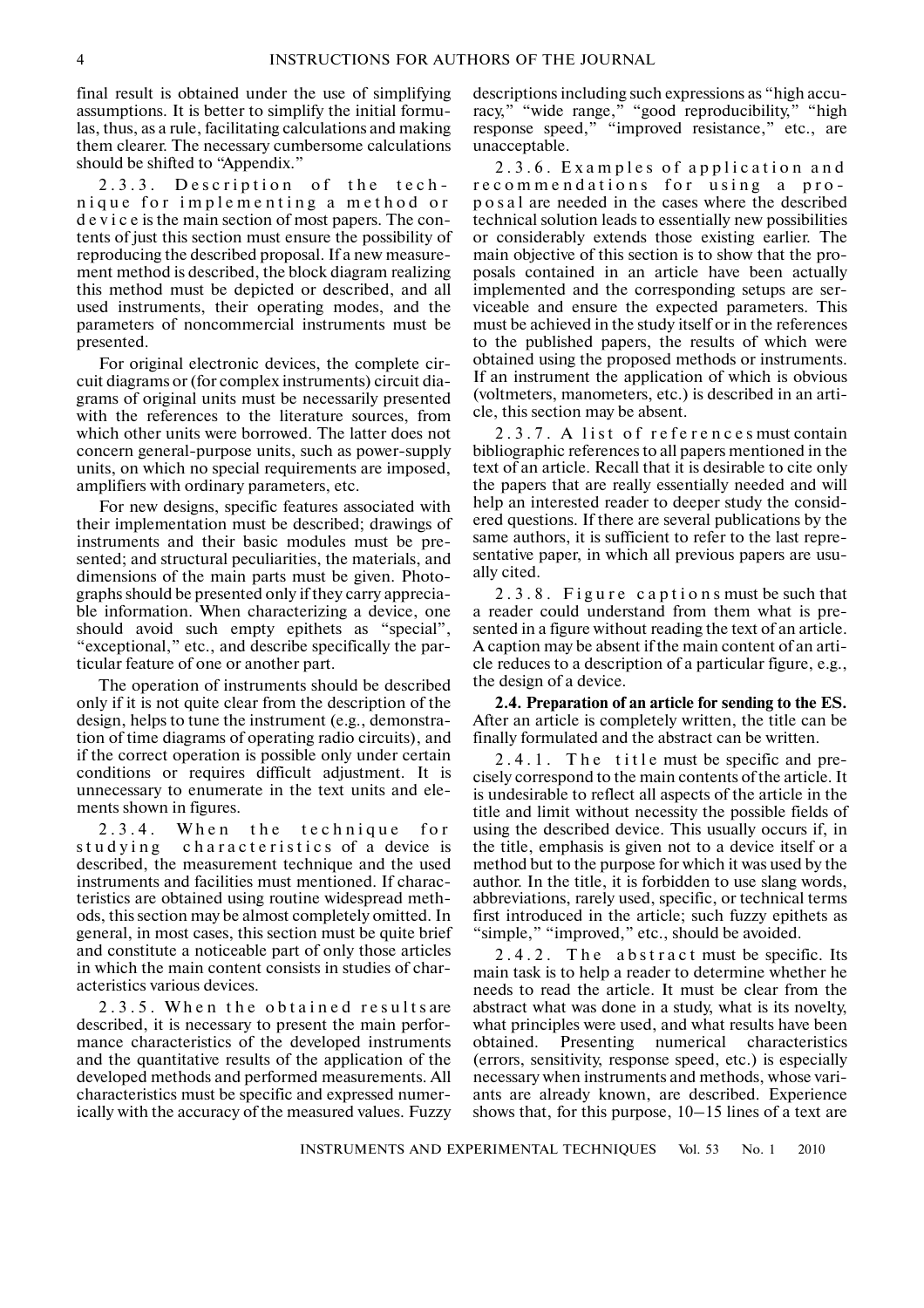final result is obtained under the use of simplifying assumptions. It is better to simplify the initial formulas, thus, as a rule, facilitating calculations and making them clearer. The necessary cumbersome calculations should be shifted to "Appendix."

2.3.3. *Description of the technique for implementing a method or device* is the main section of most papers. The contents of just this section must ensure the possibility of reproducing the described proposal. If a new measurement method is described, the block diagram realizing this method must be depicted or described, and all used instruments, their operating modes, and the parameters of noncommercial instruments must be presented.

For original electronic devices, the complete circuit diagrams or (for complex instruments) circuit diagrams of original units must be necessarily presented with the references to the literature sources, from which other units were borrowed. The latter does not concern general-purpose units, such as power-supply units, on which no special requirements are imposed, amplifiers with ordinary parameters, etc.

For new designs, specific features associated with their implementation must be described; drawings of instruments and their basic modules must be presented; and structural peculiarities, the materials, and dimensions of the main parts must be given. Photographs should be presented only if they carry appreciable information. When characterizing a device, one should avoid such empty epithets as "special", "exceptional," etc., and describe specifically the particular feature of one or another part.

The operation of instruments should be described only if it is not quite clear from the description of the design, helps to tune the instrument (e.g., demonstration of time diagrams of operating radio circuits), and if the correct operation is possible only under certain conditions or requires difficult adjustment. It is unnecessary to enumerate in the text units and elements shown in figures.

2.3.4. *When the technique for studying characteristics of a device* is described, the measurement technique and the used instruments and facilities must mentioned. If characteristics are obtained using routine widespread methods, this section may be almost completely omitted. In general, in most cases, this section must be quite brief and constitute a noticeable part of only those articles in which the main content consists in studies of characteristics various devices.

2.3.5. *When the obtained results* are described, it is necessary to present the main performance characteristics of the developed instruments and the quantitative results of the application of the developed methods and performed measurements. All characteristics must be specific and expressed numerically with the accuracy of the measured values. Fuzzy descriptions including such expressions as "high accuracy," "wide range," "good reproducibility," "high response speed," "improved resistance," etc., are unacceptable.

2.3.6. *Examples of application and recommendations for using a proposal* are needed in the cases where the described technical solution leads to essentially new possibilities or considerably extends those existing earlier. The main objective of this section is to show that the proposals contained in an article have been actually implemented and the corresponding setups are serviceable and ensure the expected parameters. This must be achieved in the study itself or in the references to the published papers, the results of which were obtained using the proposed methods or instruments. If an instrument the application of which is obvious (voltmeters, manometers, etc.) is described in an article, this section may be absent.

2.3.7. *A list of references* must contain bibliographic references to all papers mentioned in the text of an article. Recall that it is desirable to cite only the papers that are really essentially needed and will help an interested reader to deeper study the considered questions. If there are several publications by the same authors, it is sufficient to refer to the last representative paper, in which all previous papers are usually cited.

2.3.8. *Figure captions* must be such that a reader could understand from them what is presented in a figure without reading the text of an article. A caption may be absent if the main content of an article reduces to a description of a particular figure, e.g., the design of a device.

**2.4. Preparation of an article for sending to the ES.** After an article is completely written, the title can be finally formulated and the abstract can be written.

2.4.1. *The title* must be specific and precisely correspond to the main contents of the article. It is undesirable to reflect all aspects of the article in the title and limit without necessity the possible fields of using the described device. This usually occurs if, in the title, emphasis is given not to a device itself or a method but to the purpose for which it was used by the author. In the title, it is forbidden to use slang words, abbreviations, rarely used, specific, or technical terms first introduced in the article; such fuzzy epithets as "simple," "improved," etc., should be avoided.

2.4.2. *The abstract* must be specific. Its main task is to help a reader to determine whether he needs to read the article. It must be clear from the abstract what was done in a study, what is its novelty, what principles were used, and what results have been obtained. Presenting numerical characteristics (errors, sensitivity, response speed, etc.) is especially necessary when instruments and methods, whose variants are already known, are described. Experience shows that, for this purpose, 10–15 lines of a text are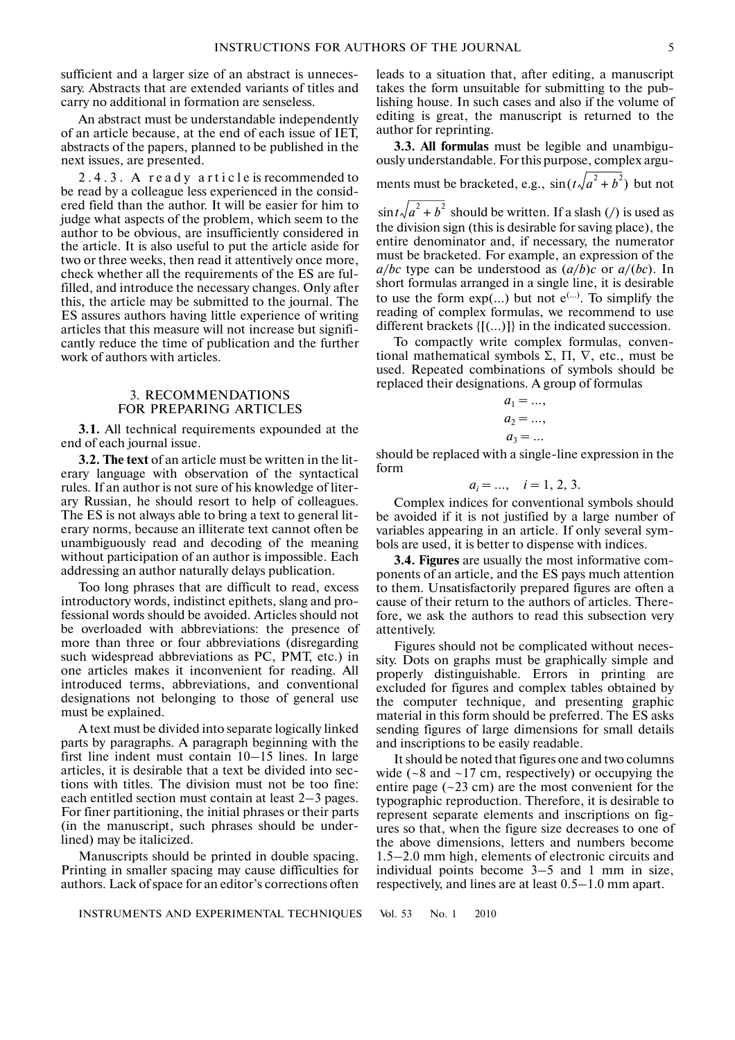sufficient and a larger size of an abstract is unnecessary. Abstracts that are extended variants of titles and carry no additional in formation are senseless.

An abstract must be understandable independently of an article because, at the end of each issue of IET, abstracts of the papers, planned to be published in the next issues, are presented.

2.4.3. A ready article is recommended to be read by a colleague less experienced in the considered field than the author. It will be easier for him to judge what aspects of the problem, which seem to the author to be obvious, are insufficiently considered in the article. It is also useful to put the article aside for two or three weeks, then read it attentively once more, check whether all the requirements of the ES are fulfilled, and introduce the necessary changes. Only after this, the article may be submitted to the journal. The ES assures authors having little experience of writing articles that this measure will not increase but significantly reduce the time of publication and the further work of authors with articles.

## 3. RECOMMENDATIONS FOR PREPARING ARTICLES

**3.1.** All technical requirements expounded at the end of each journal issue.

**3.2. The text** of an article must be written in the literary language with observation of the syntactical rules. If an author is not sure of his knowledge of literary Russian, he should resort to help of colleagues. The ES is not always able to bring a text to general literary norms, because an illiterate text cannot often be unambiguously read and decoding of the meaning without participation of an author is impossible. Each addressing an author naturally delays publication.

Too long phrases that are difficult to read, excess introductory words, indistinct epithets, slang and professional words should be avoided. Articles should not be overloaded with abbreviations: the presence of more than three or four abbreviations (disregarding such widespread abbreviations as PC, PMT, etc.) in one articles makes it inconvenient for reading. All introduced terms, abbreviations, and conventional designations not belonging to those of general use must be explained.

A text must be divided into separate logically linked parts by paragraphs. A paragraph beginning with the first line indent must contain 10–15 lines. In large articles, it is desirable that a text be divided into sections with titles. The division must not be too fine: each entitled section must contain at least 2–3 pages. For finer partitioning, the initial phrases or their parts (in the manuscript, such phrases should be underlined) may be italicized.

Manuscripts should be printed in double spacing. Printing in smaller spacing may cause difficulties for authors. Lack of space for an editor's corrections often leads to a situation that, after editing, a manuscript takes the form unsuitable for submitting to the publishing house. In such cases and also if the volume of editing is great, the manuscript is returned to the author for reprinting.

**3.3. All formulas** must be legible and unambiguously understandable. For this purpose, complex arguments must be bracketed, e.g., $\sin(t\sqrt{a^2+b^2})$ but not $\sin t\sqrt{a^2+b^2}$ should be written. If a slash (/) is used as the division sign (this is desirable for saving place), the entire denominator and, if necessary, the numerator must be bracketed. For example, an expression of the $a/bc$ type can be understood as $(a/b)c$ or $a/(bc)$. In short formulas arranged in a single line, it is desirable to use the form exp(...) but not $e^{(...)}$. To simplify the reading of complex formulas, we recommend to use different brackets {[(...)]} in the indicated succession.

To compactly write complex formulas, conventional mathematical symbols $\Sigma$, $\Pi$, $\nabla$, etc., must be used. Repeated combinations of symbols should be replaced their designations. A group of formulas

$$a_1 = ...,$$
$$a_2 = ...,$$
$$a_3 = ...$$

should be replaced with a single-line expression in the form

$$a_i = ..., \quad i = 1, 2, 3.$$

Complex indices for conventional symbols should be avoided if it is not justified by a large number of variables appearing in an article. If only several symbols are used, it is better to dispense with indices.

**3.4. Figures** are usually the most informative components of an article, and the ES pays much attention to them. Unsatisfactorily prepared figures are often a cause of their return to the authors of articles. Therefore, we ask the authors to read this subsection very attentively.

Figures should not be complicated without necessity. Dots on graphs must be graphically simple and properly distinguishable. Errors in printing are excluded for figures and complex tables obtained by the computer technique, and presenting graphic material in this form should be preferred. The ES asks sending figures of large dimensions for small details and inscriptions to be easily readable.

It should be noted that figures one and two columns wide (~8 and ~17 cm, respectively) or occupying the entire page (~23 cm) are the most convenient for the typographic reproduction. Therefore, it is desirable to represent separate elements and inscriptions on figures so that, when the figure size decreases to one of the above dimensions, letters and numbers become 1.5–2.0 mm high, elements of electronic circuits and individual points become 3–5 and 1 mm in size, respectively, and lines are at least 0.5–1.0 mm apart.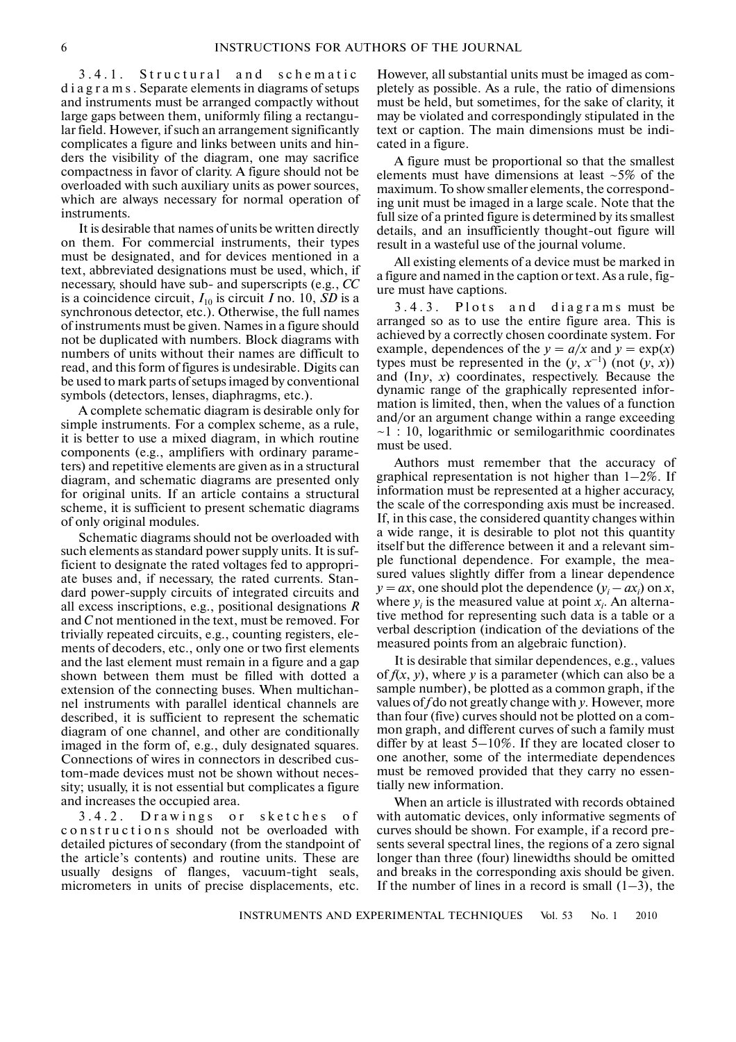3.4.1. Structural and schematic diagrams. Separate elements in diagrams of setups and instruments must be arranged compactly without large gaps between them, uniformly filing a rectangular field. However, if such an arrangement significantly complicates a figure and links between units and hinders the visibility of the diagram, one may sacrifice compactness in favor of clarity. A figure should not be overloaded with such auxiliary units as power sources, which are always necessary for normal operation of instruments.

It is desirable that names of units be written directly on them. For commercial instruments, their types must be designated, and for devices mentioned in a text, abbreviated designations must be used, which, if necessary, should have sub- and superscripts (e.g., *CC* is a coincidence circuit, $I_{10}$ is circuit *I* no. 10, *SD* is a synchronous detector, etc.). Otherwise, the full names of instruments must be given. Names in a figure should not be duplicated with numbers. Block diagrams with numbers of units without their names are difficult to read, and this form of figures is undesirable. Digits can be used to mark parts of setups imaged by conventional symbols (detectors, lenses, diaphragms, etc.).

A complete schematic diagram is desirable only for simple instruments. For a complex scheme, as a rule, it is better to use a mixed diagram, in which routine components (e.g., amplifiers with ordinary parameters) and repetitive elements are given as in a structural diagram, and schematic diagrams are presented only for original units. If an article contains a structural scheme, it is sufficient to present schematic diagrams of only original modules.

Schematic diagrams should not be overloaded with such elements as standard power supply units. It is sufficient to designate the rated voltages fed to appropriate buses and, if necessary, the rated currents. Standard power-supply circuits of integrated circuits and all excess inscriptions, e.g., positional designations *R* and *C* not mentioned in the text, must be removed. For trivially repeated circuits, e.g., counting registers, elements of decoders, etc., only one or two first elements and the last element must remain in a figure and a gap shown between them must be filled with dotted a extension of the connecting buses. When multichannel instruments with parallel identical channels are described, it is sufficient to represent the schematic diagram of one channel, and other are conditionally imaged in the form of, e.g., duly designated squares. Connections of wires in connectors in described custom-made devices must not be shown without necessity; usually, it is not essential but complicates a figure and increases the occupied area.

3.4.2. Drawings or sketches of constructions should not be overloaded with detailed pictures of secondary (from the standpoint of the article's contents) and routine units. These are usually designs of flanges, vacuum-tight seals, micrometers in units of precise displacements, etc. However, all substantial units must be imaged as completely as possible. As a rule, the ratio of dimensions must be held, but sometimes, for the sake of clarity, it may be violated and correspondingly stipulated in the text or caption. The main dimensions must be indicated in a figure.

A figure must be proportional so that the smallest elements must have dimensions at least ~5% of the maximum. To show smaller elements, the corresponding unit must be imaged in a large scale. Note that the full size of a printed figure is determined by its smallest details, and an insufficiently thought-out figure will result in a wasteful use of the journal volume.

All existing elements of a device must be marked in a figure and named in the caption or text. As a rule, figure must have captions.

3.4.3. Plots and diagrams must be arranged so as to use the entire figure area. This is achieved by a correctly chosen coordinate system. For example, dependences of the $y = a/x$ and $y = \exp(x)$ types must be represented in the $(y, x^{-1})$ (not $(y, x)$) and $(\ln y, x)$ coordinates, respectively. Because the dynamic range of the graphically represented information is limited, then, when the values of a function and/or an argument change within a range exceeding ~1 : 10, logarithmic or semilogarithmic coordinates must be used.

Authors must remember that the accuracy of graphical representation is not higher than 1–2%. If information must be represented at a higher accuracy, the scale of the corresponding axis must be increased. If, in this case, the considered quantity changes within a wide range, it is desirable to plot not this quantity itself but the difference between it and a relevant simple functional dependence. For example, the measured values slightly differ from a linear dependence $y = ax$, one should plot the dependence $(y_i - ax_i)$ on $x$, where $y_i$ is the measured value at point $x_i$. An alternative method for representing such data is a table or a verbal description (indication of the deviations of the measured points from an algebraic function).

It is desirable that similar dependences, e.g., values of $f(x, y)$, where $y$ is a parameter (which can also be a sample number), be plotted as a common graph, if the values of $f$ do not greatly change with $y$. However, more than four (five) curves should not be plotted on a common graph, and different curves of such a family must differ by at least 5–10%. If they are located closer to one another, some of the intermediate dependences must be removed provided that they carry no essentially new information.

When an article is illustrated with records obtained with automatic devices, only informative segments of curves should be shown. For example, if a record presents several spectral lines, the regions of a zero signal longer than three (four) linewidths should be omitted and breaks in the corresponding axis should be given. If the number of lines in a record is small (1–3), the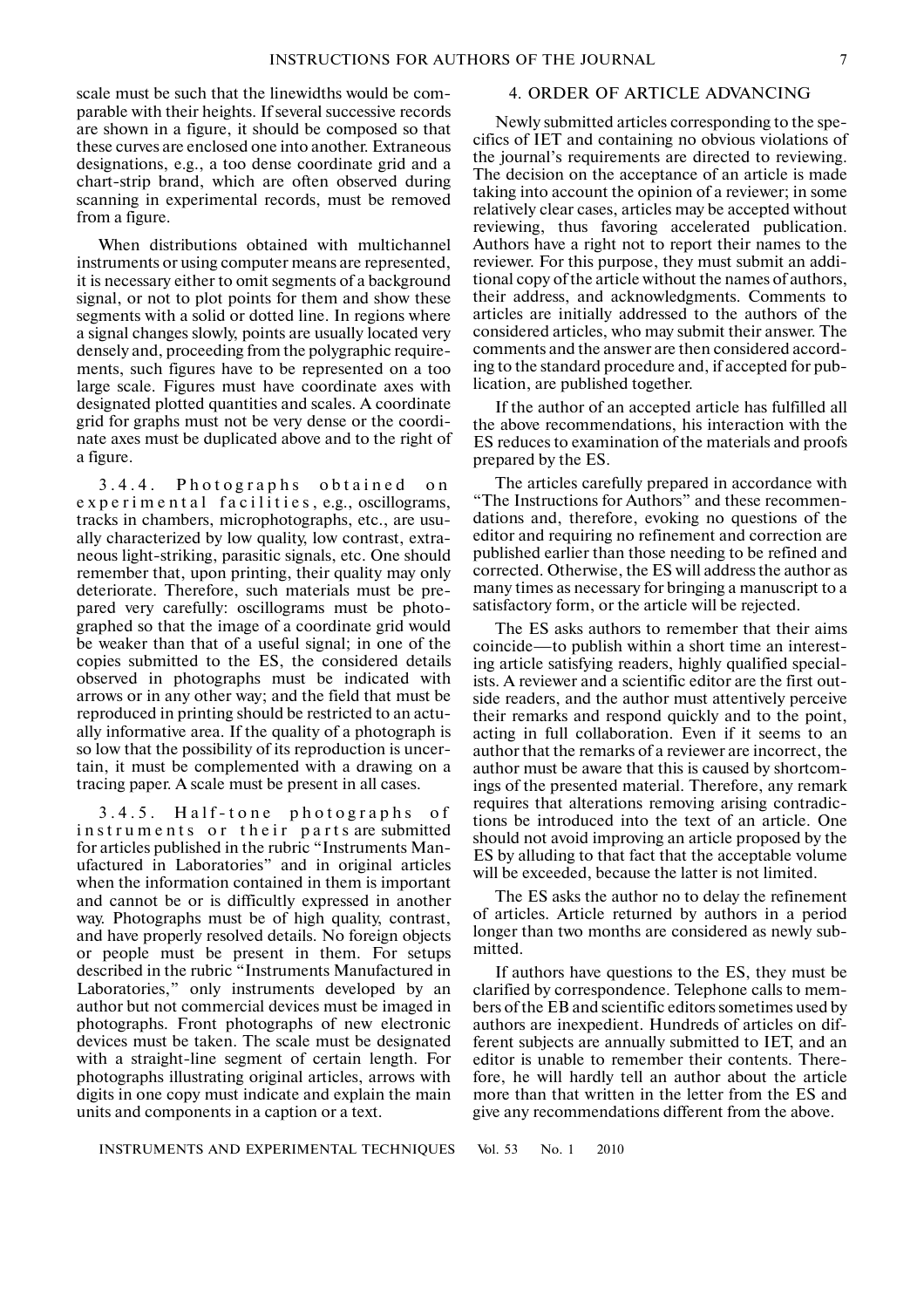scale must be such that the linewidths would be comparable with their heights. If several successive records are shown in a figure, it should be composed so that these curves are enclosed one into another. Extraneous designations, e.g., a too dense coordinate grid and a chart-strip brand, which are often observed during scanning in experimental records, must be removed from a figure.

When distributions obtained with multichannel instruments or using computer means are represented, it is necessary either to omit segments of a background signal, or not to plot points for them and show these segments with a solid or dotted line. In regions where a signal changes slowly, points are usually located very densely and, proceeding from the polygraphic requirements, such figures have to be represented on a too large scale. Figures must have coordinate axes with designated plotted quantities and scales. A coordinate grid for graphs must not be very dense or the coordinate axes must be duplicated above and to the right of a figure.

3.4.4. *Photographs obtained on experimental facilities*, e.g., oscillograms, tracks in chambers, microphotographs, etc., are usually characterized by low quality, low contrast, extraneous light-striking, parasitic signals, etc. One should remember that, upon printing, their quality may only deteriorate. Therefore, such materials must be prepared very carefully: oscillograms must be photographed so that the image of a coordinate grid would be weaker than that of a useful signal; in one of the copies submitted to the ES, the considered details observed in photographs must be indicated with arrows or in any other way; and the field that must be reproduced in printing should be restricted to an actually informative area. If the quality of a photograph is so low that the possibility of its reproduction is uncertain, it must be complemented with a drawing on a tracing paper. A scale must be present in all cases.

3.4.5. *Half-tone photographs of instruments or their parts* are submitted for articles published in the rubric "Instruments Manufactured in Laboratories" and in original articles when the information contained in them is important and cannot be or is difficultly expressed in another way. Photographs must be of high quality, contrast, and have properly resolved details. No foreign objects or people must be present in them. For setups described in the rubric "Instruments Manufactured in Laboratories," only instruments developed by an author but not commercial devices must be imaged in photographs. Front photographs of new electronic devices must be taken. The scale must be designated with a straight-line segment of certain length. For photographs illustrating original articles, arrows with digits in one copy must indicate and explain the main units and components in a caption or a text.

## 4. ORDER OF ARTICLE ADVANCING

Newly submitted articles corresponding to the specifics of IET and containing no obvious violations of the journal's requirements are directed to reviewing. The decision on the acceptance of an article is made taking into account the opinion of a reviewer; in some relatively clear cases, articles may be accepted without reviewing, thus favoring accelerated publication. Authors have a right not to report their names to the reviewer. For this purpose, they must submit an additional copy of the article without the names of authors, their address, and acknowledgments. Comments to articles are initially addressed to the authors of the considered articles, who may submit their answer. The comments and the answer are then considered according to the standard procedure and, if accepted for publication, are published together.

If the author of an accepted article has fulfilled all the above recommendations, his interaction with the ES reduces to examination of the materials and proofs prepared by the ES.

The articles carefully prepared in accordance with "The Instructions for Authors" and these recommendations and, therefore, evoking no questions of the editor and requiring no refinement and correction are published earlier than those needing to be refined and corrected. Otherwise, the ES will address the author as many times as necessary for bringing a manuscript to a satisfactory form, or the article will be rejected.

The ES asks authors to remember that their aims coincide—to publish within a short time an interesting article satisfying readers, highly qualified specialists. A reviewer and a scientific editor are the first outside readers, and the author must attentively perceive their remarks and respond quickly and to the point, acting in full collaboration. Even if it seems to an author that the remarks of a reviewer are incorrect, the author must be aware that this is caused by shortcomings of the presented material. Therefore, any remark requires that alterations removing arising contradictions be introduced into the text of an article. One should not avoid improving an article proposed by the ES by alluding to that fact that the acceptable volume will be exceeded, because the latter is not limited.

The ES asks the author no to delay the refinement of articles. Article returned by authors in a period longer than two months are considered as newly submitted.

If authors have questions to the ES, they must be clarified by correspondence. Telephone calls to members of the EB and scientific editors sometimes used by authors are inexpedient. Hundreds of articles on different subjects are annually submitted to IET, and an editor is unable to remember their contents. Therefore, he will hardly tell an author about the article more than that written in the letter from the ES and give any recommendations different from the above.